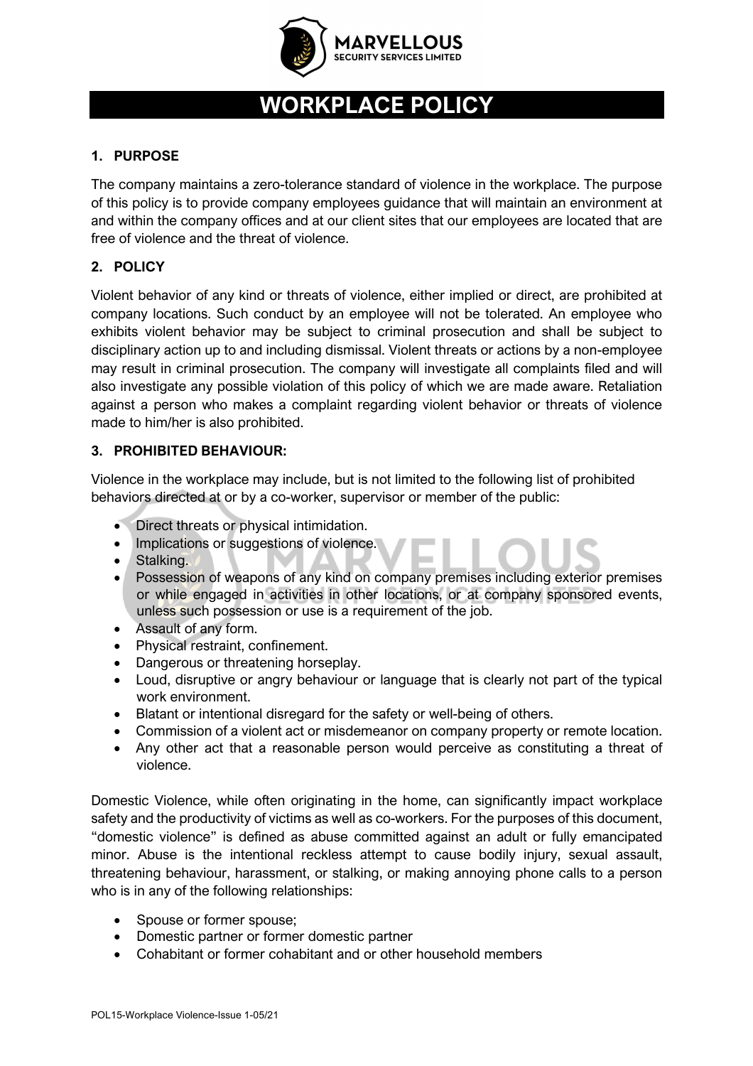# WORKPLACE POLICY

## 1. PURPOSE

The company maintains a zero-tolerance standard of violence in the workplace. The purpose of this policy is to provide company employees guidance that will maintain an environment at and within the company offices and at our client sites that our employees are located that are free of violence and the threat of violence.

## 2. POLICY

Violent behavior of any kind or threats of violence, either implied or direct, are prohibited at company locations. Such conduct by an employee will not be tolerated. An employee who exhibits violent behavior may be subject to criminal prosecution and shall be subject to disciplinary action up to and including dismissal. Violent threats or actions by a non-employee may result in criminal prosecution. The company will investigate all complaints filed and will also investigate any possible violation of this policy of which we are made aware. Retaliation against a person who makes a complaint regarding violent behavior or threats of violence made to him/her is also prohibited.

## 3. PROHIBITED BEHAVIOUR:

Violence in the workplace may include, but is not limited to the following list of prohibited behaviors directed at or by a co-worker, supervisor or member of the public:

- Direct threats or physical intimidation.
- Implications or suggestions of violence.
- Stalking.
- Possession of weapons of any kind on company premises including exterior premises or while engaged in activities in other locations, or at company sponsored events, unless such possession or use is a requirement of the job.
- Assault of any form.
- Physical restraint, confinement.
- Dangerous or threatening horseplay.
- Loud, disruptive or angry behaviour or language that is clearly not part of the typical work environment.
- Blatant or intentional disregard for the safety or well-being of others.
- Commission of a violent act or misdemeanor on company property or remote location.
- Any other act that a reasonable person would perceive as constituting a threat of violence.

Domestic Violence, while often originating in the home, can significantly impact workplace safety and the productivity of victims as well as co-workers. For the purposes of this document, "domestic violence" is defined as abuse committed against an adult or fully emancipated minor. Abuse is the intentional reckless attempt to cause bodily injury, sexual assault, threatening behaviour, harassment, or stalking, or making annoying phone calls to a person who is in any of the following relationships:

- Spouse or former spouse;
- Domestic partner or former domestic partner
- Cohabitant or former cohabitant and or other household members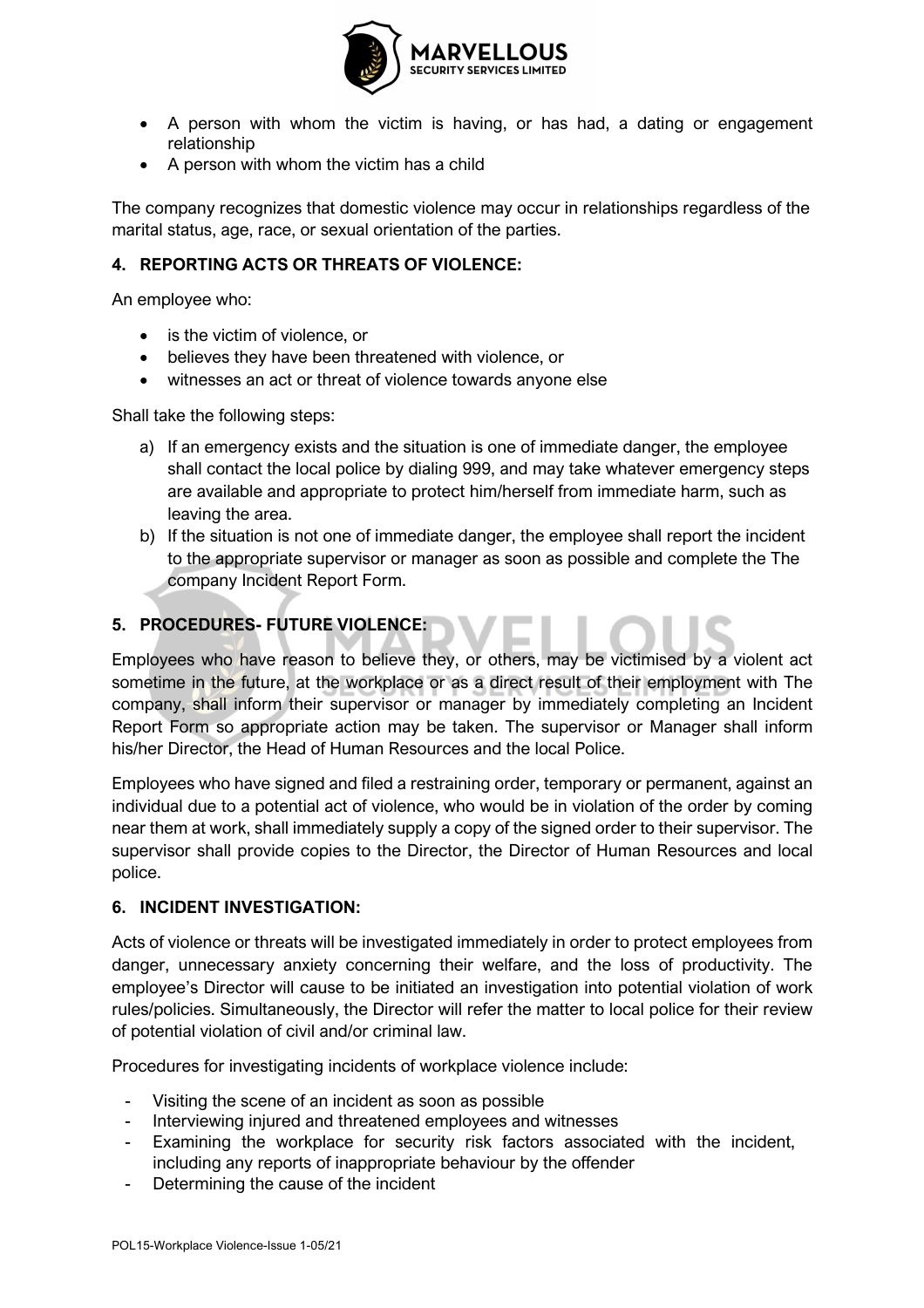- A person with whom the victim is having, or has had, a dating or engagement relationship
- A person with whom the victim has a child

The company recognizes that domestic violence may occur in relationships regardless of the marital status, age, race, or sexual orientation of the parties.

### 4. REPORTING ACTS OR THREATS OF VIOLENCE:

An employee who:

- is the victim of violence, or
- believes they have been threatened with violence, or
- witnesses an act or threat of violence towards anyone else

Shall take the following steps:

a) If an emergency exists and the situation is one of immediate danger, the employee shall contact the local police by dialing 999, and may take whatever emergency steps are available and appropriate to protect him/herself from immediate harm, such as leaving the area.
b) If the situation is not one of immediate danger, the employee shall report the incident to the appropriate supervisor or manager as soon as possible and complete the The company Incident Report Form.

### 5. PROCEDURES- FUTURE VIOLENCE:

Employees who have reason to believe they, or others, may be victimised by a violent act sometime in the future, at the workplace or as a direct result of their employment with The company, shall inform their supervisor or manager by immediately completing an Incident Report Form so appropriate action may be taken. The supervisor or Manager shall inform his/her Director, the Head of Human Resources and the local Police.

Employees who have signed and filed a restraining order, temporary or permanent, against an individual due to a potential act of violence, who would be in violation of the order by coming near them at work, shall immediately supply a copy of the signed order to their supervisor. The supervisor shall provide copies to the Director, the Director of Human Resources and local police.

### 6. INCIDENT INVESTIGATION:

Acts of violence or threats will be investigated immediately in order to protect employees from danger, unnecessary anxiety concerning their welfare, and the loss of productivity. The employee's Director will cause to be initiated an investigation into potential violation of work rules/policies. Simultaneously, the Director will refer the matter to local police for their review of potential violation of civil and/or criminal law.

Procedures for investigating incidents of workplace violence include:

- Visiting the scene of an incident as soon as possible
- Interviewing injured and threatened employees and witnesses
- Examining the workplace for security risk factors associated with the incident, including any reports of inappropriate behaviour by the offender
- Determining the cause of the incident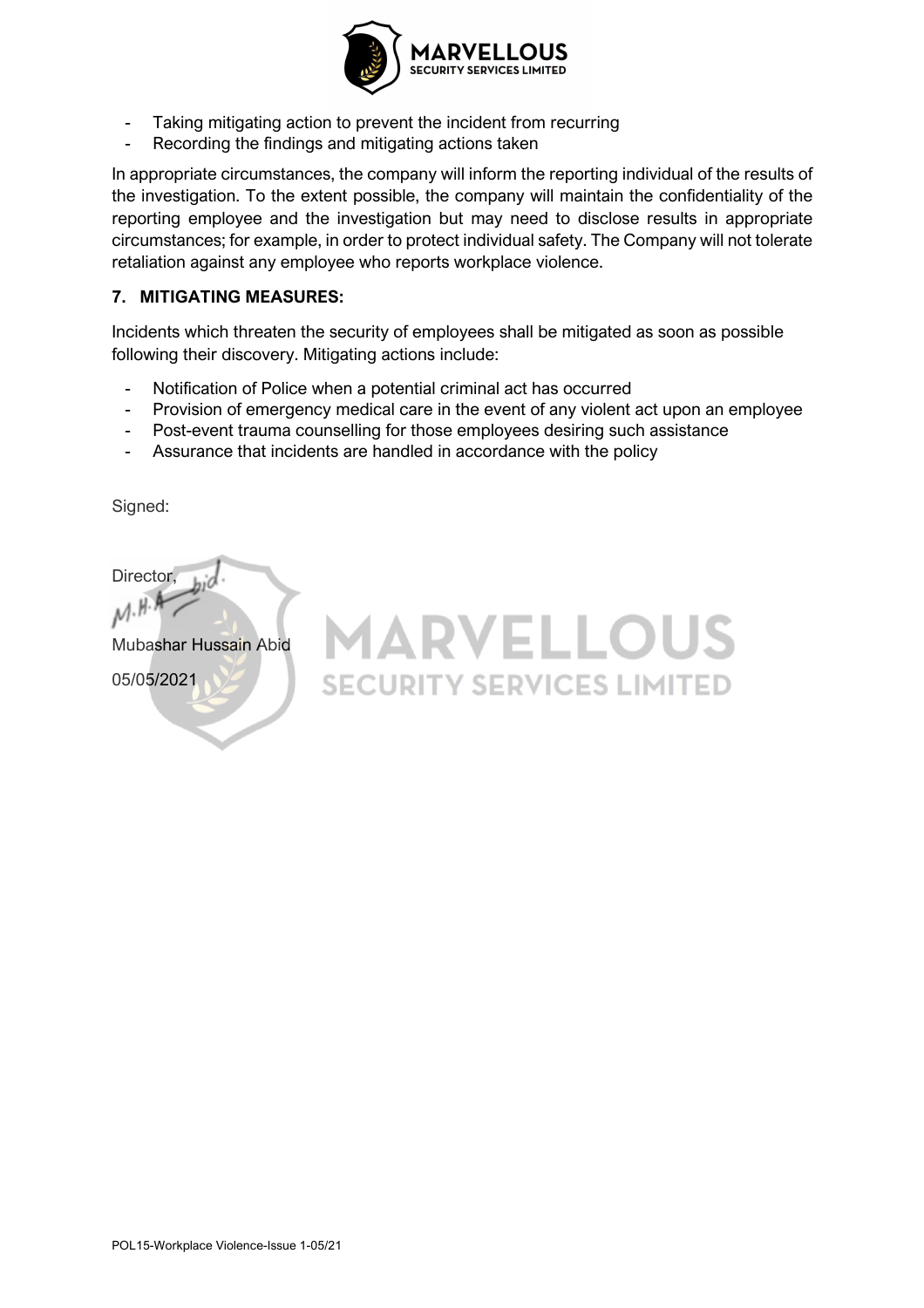- Taking mitigating action to prevent the incident from recurring
- Recording the findings and mitigating actions taken

In appropriate circumstances, the company will inform the reporting individual of the results of the investigation. To the extent possible, the company will maintain the confidentiality of the reporting employee and the investigation but may need to disclose results in appropriate circumstances; for example, in order to protect individual safety. The Company will not tolerate retaliation against any employee who reports workplace violence.

## 7. MITIGATING MEASURES:

Incidents which threaten the security of employees shall be mitigated as soon as possible following their discovery. Mitigating actions include:

- Notification of Police when a potential criminal act has occurred
- Provision of emergency medical care in the event of any violent act upon an employee
- Post-event trauma counselling for those employees desiring such assistance
- Assurance that incidents are handled in accordance with the policy

Signed:

Director,

M.H.Abid.

Mubashar Hussain Abid

05/05/2021